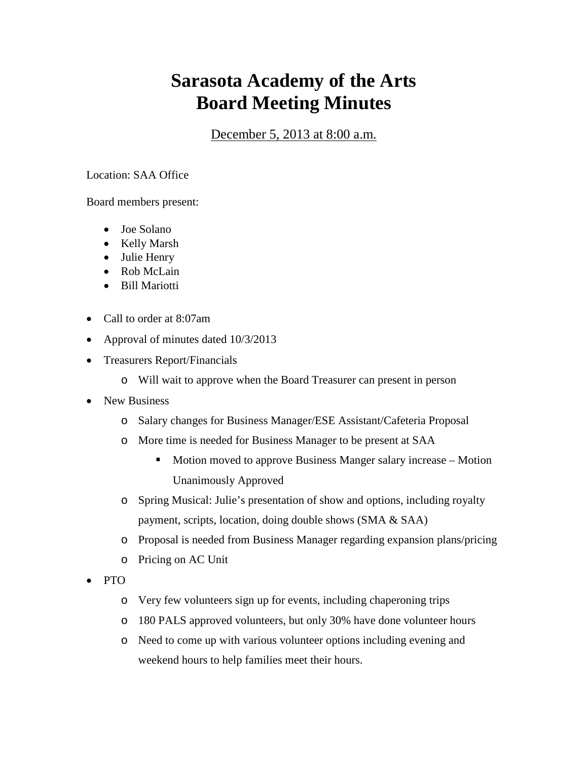# Sarasota Academy of the Arts
# Board Meeting Minutes

<u>December 5, 2013 at 8:00 a.m.</u>

Location: SAA Office

Board members present:

- Joe Solano
- Kelly Marsh
- Julie Henry
- Rob McLain
- Bill Mariotti

- Call to order at 8:07am
- Approval of minutes dated 10/3/2013
- Treasurers Report/Financials
  - Will wait to approve when the Board Treasurer can present in person
- New Business
  - Salary changes for Business Manager/ESE Assistant/Cafeteria Proposal
  - More time is needed for Business Manager to be present at SAA
    - Motion moved to approve Business Manger salary increase – Motion Unanimously Approved
  - Spring Musical: Julie's presentation of show and options, including royalty payment, scripts, location, doing double shows (SMA & SAA)
  - Proposal is needed from Business Manager regarding expansion plans/pricing
  - Pricing on AC Unit
- PTO
  - Very few volunteers sign up for events, including chaperoning trips
  - 180 PALS approved volunteers, but only 30% have done volunteer hours
  - Need to come up with various volunteer options including evening and weekend hours to help families meet their hours.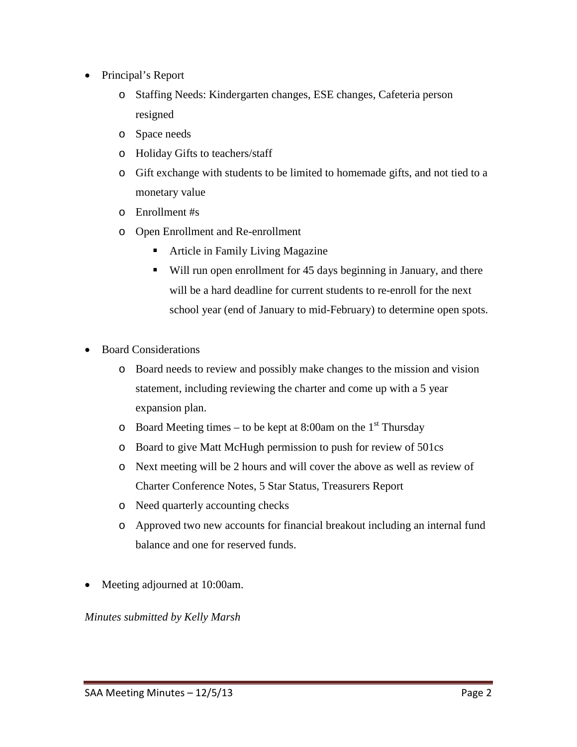- Principal's Report
  - Staffing Needs: Kindergarten changes, ESE changes, Cafeteria person resigned
  - Space needs
  - Holiday Gifts to teachers/staff
  - Gift exchange with students to be limited to homemade gifts, and not tied to a monetary value
  - Enrollment #s
  - Open Enrollment and Re-enrollment
    - Article in Family Living Magazine
    - Will run open enrollment for 45 days beginning in January, and there will be a hard deadline for current students to re-enroll for the next school year (end of January to mid-February) to determine open spots.

- Board Considerations
  - Board needs to review and possibly make changes to the mission and vision statement, including reviewing the charter and come up with a 5 year expansion plan.
  - Board Meeting times – to be kept at 8:00am on the 1st Thursday
  - Board to give Matt McHugh permission to push for review of 501cs
  - Next meeting will be 2 hours and will cover the above as well as review of Charter Conference Notes, 5 Star Status, Treasurers Report
  - Need quarterly accounting checks
  - Approved two new accounts for financial breakout including an internal fund balance and one for reserved funds.

- Meeting adjourned at 10:00am.

*Minutes submitted by Kelly Marsh*